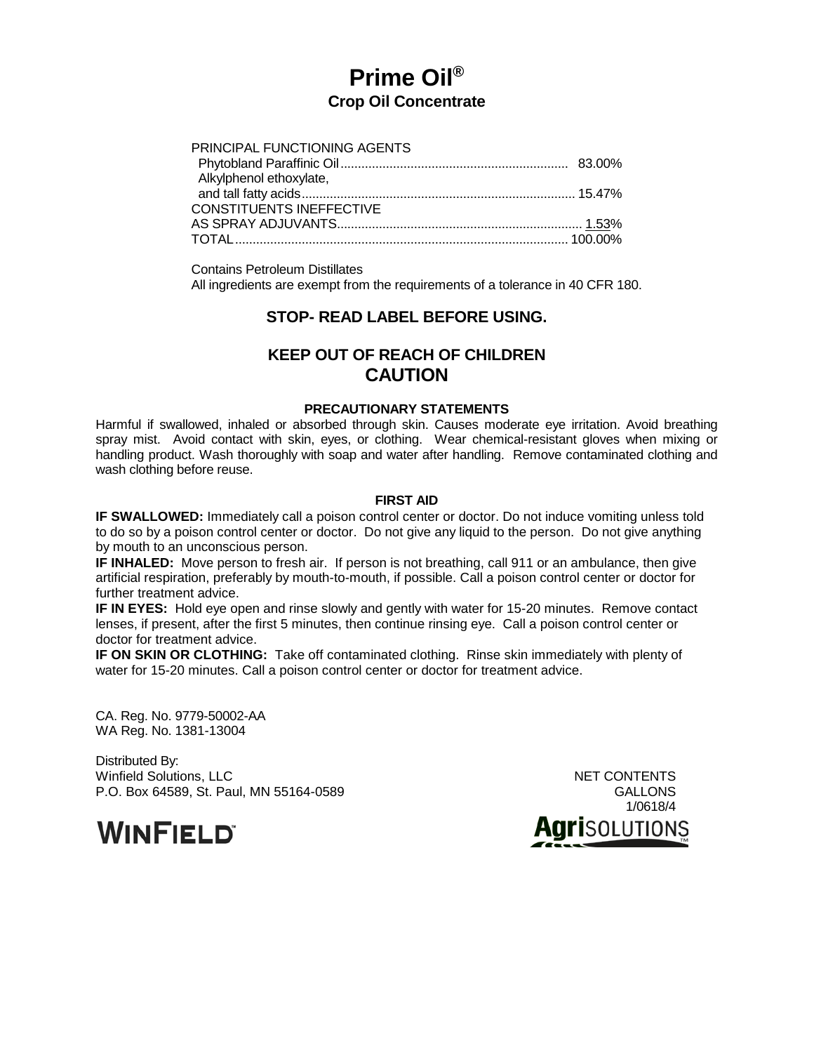# Prime Oil®

## Crop Oil Concentrate

| PRINCIPAL FUNCTIONING AGENTS | |
|---|---|
| Phytobland Paraffinic Oil | 83.00% |
| Alkylphenol ethoxylate, and tall fatty acids | 15.47% |
| CONSTITUENTS INEFFECTIVE AS SPRAY ADJUVANTS | 1.53% |
| TOTAL | 100.00% |

Contains Petroleum Distillates

All ingredients are exempt from the requirements of a tolerance in 40 CFR 180.

### STOP- READ LABEL BEFORE USING.

### KEEP OUT OF REACH OF CHILDREN

### CAUTION

#### PRECAUTIONARY STATEMENTS

Harmful if swallowed, inhaled or absorbed through skin. Causes moderate eye irritation. Avoid breathing spray mist. Avoid contact with skin, eyes, or clothing. Wear chemical-resistant gloves when mixing or handling product. Wash thoroughly with soap and water after handling. Remove contaminated clothing and wash clothing before reuse.

#### FIRST AID

**IF SWALLOWED:** Immediately call a poison control center or doctor. Do not induce vomiting unless told to do so by a poison control center or doctor. Do not give any liquid to the person. Do not give anything by mouth to an unconscious person.

**IF INHALED:** Move person to fresh air. If person is not breathing, call 911 or an ambulance, then give artificial respiration, preferably by mouth-to-mouth, if possible. Call a poison control center or doctor for further treatment advice.

**IF IN EYES:** Hold eye open and rinse slowly and gently with water for 15-20 minutes. Remove contact lenses, if present, after the first 5 minutes, then continue rinsing eye. Call a poison control center or doctor for treatment advice.

**IF ON SKIN OR CLOTHING:** Take off contaminated clothing. Rinse skin immediately with plenty of water for 15-20 minutes. Call a poison control center or doctor for treatment advice.

CA. Reg. No. 9779-50002-AA
WA Reg. No. 1381-13004

Distributed By:
Winfield Solutions, LLC
P.O. Box 64589, St. Paul, MN 55164-0589

NET CONTENTS
GALLONS

1/0618/4

WINFIELD™

AgriSOLUTIONS™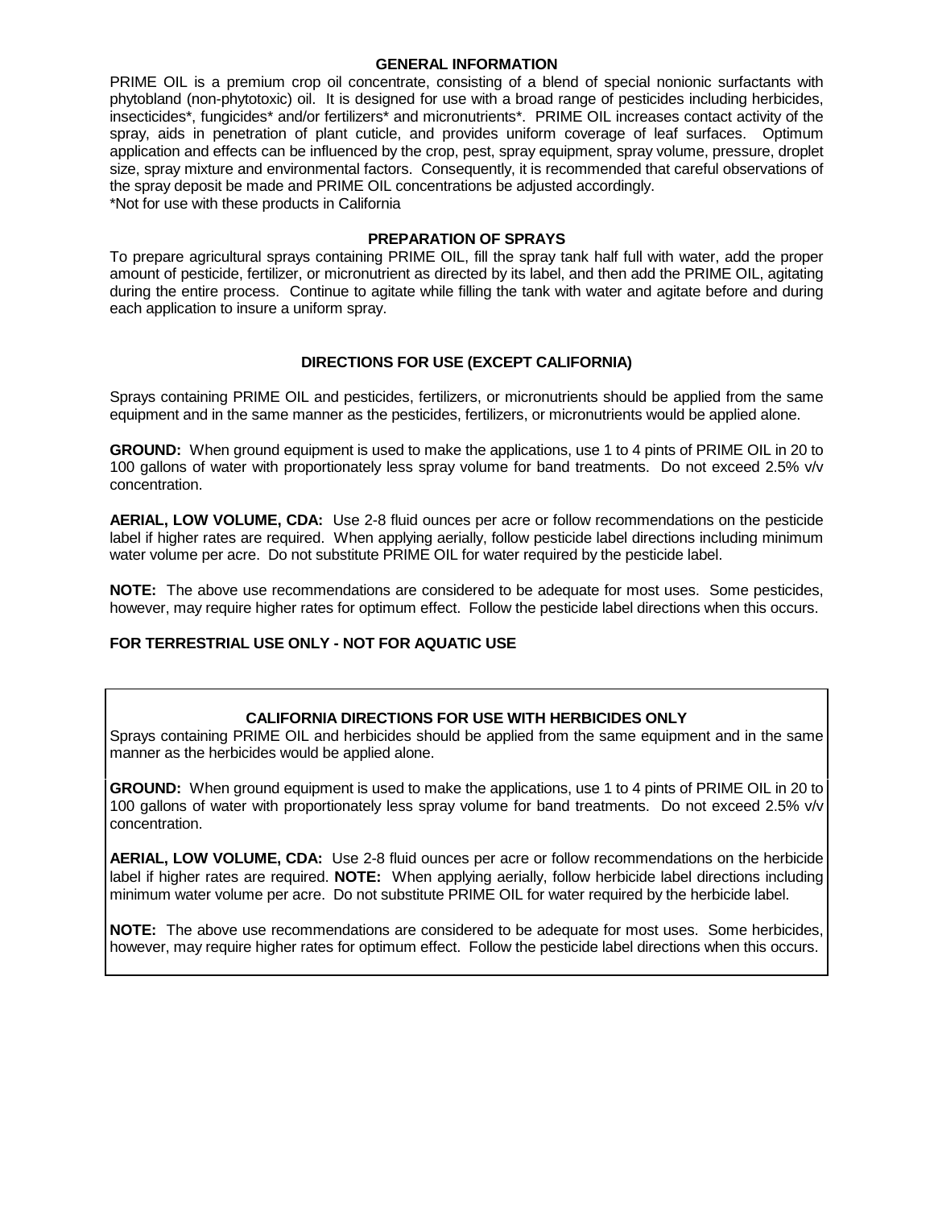## GENERAL INFORMATION

PRIME OIL is a premium crop oil concentrate, consisting of a blend of special nonionic surfactants with phytobland (non-phytotoxic) oil. It is designed for use with a broad range of pesticides including herbicides, insecticides*, fungicides* and/or fertilizers* and micronutrients*. PRIME OIL increases contact activity of the spray, aids in penetration of plant cuticle, and provides uniform coverage of leaf surfaces. Optimum application and effects can be influenced by the crop, pest, spray equipment, spray volume, pressure, droplet size, spray mixture and environmental factors. Consequently, it is recommended that careful observations of the spray deposit be made and PRIME OIL concentrations be adjusted accordingly.

*Not for use with these products in California

## PREPARATION OF SPRAYS

To prepare agricultural sprays containing PRIME OIL, fill the spray tank half full with water, add the proper amount of pesticide, fertilizer, or micronutrient as directed by its label, and then add the PRIME OIL, agitating during the entire process. Continue to agitate while filling the tank with water and agitate before and during each application to insure a uniform spray.

## DIRECTIONS FOR USE (EXCEPT CALIFORNIA)

Sprays containing PRIME OIL and pesticides, fertilizers, or micronutrients should be applied from the same equipment and in the same manner as the pesticides, fertilizers, or micronutrients would be applied alone.

**GROUND:** When ground equipment is used to make the applications, use 1 to 4 pints of PRIME OIL in 20 to 100 gallons of water with proportionately less spray volume for band treatments. Do not exceed 2.5% v/v concentration.

**AERIAL, LOW VOLUME, CDA:** Use 2-8 fluid ounces per acre or follow recommendations on the pesticide label if higher rates are required. When applying aerially, follow pesticide label directions including minimum water volume per acre. Do not substitute PRIME OIL for water required by the pesticide label.

**NOTE:** The above use recommendations are considered to be adequate for most uses. Some pesticides, however, may require higher rates for optimum effect. Follow the pesticide label directions when this occurs.

**FOR TERRESTRIAL USE ONLY - NOT FOR AQUATIC USE**

## CALIFORNIA DIRECTIONS FOR USE WITH HERBICIDES ONLY

Sprays containing PRIME OIL and herbicides should be applied from the same equipment and in the same manner as the herbicides would be applied alone.

**GROUND:** When ground equipment is used to make the applications, use 1 to 4 pints of PRIME OIL in 20 to 100 gallons of water with proportionately less spray volume for band treatments. Do not exceed 2.5% v/v concentration.

**AERIAL, LOW VOLUME, CDA:** Use 2-8 fluid ounces per acre or follow recommendations on the herbicide label if higher rates are required. **NOTE:** When applying aerially, follow herbicide label directions including minimum water volume per acre. Do not substitute PRIME OIL for water required by the herbicide label.

**NOTE:** The above use recommendations are considered to be adequate for most uses. Some herbicides, however, may require higher rates for optimum effect. Follow the pesticide label directions when this occurs.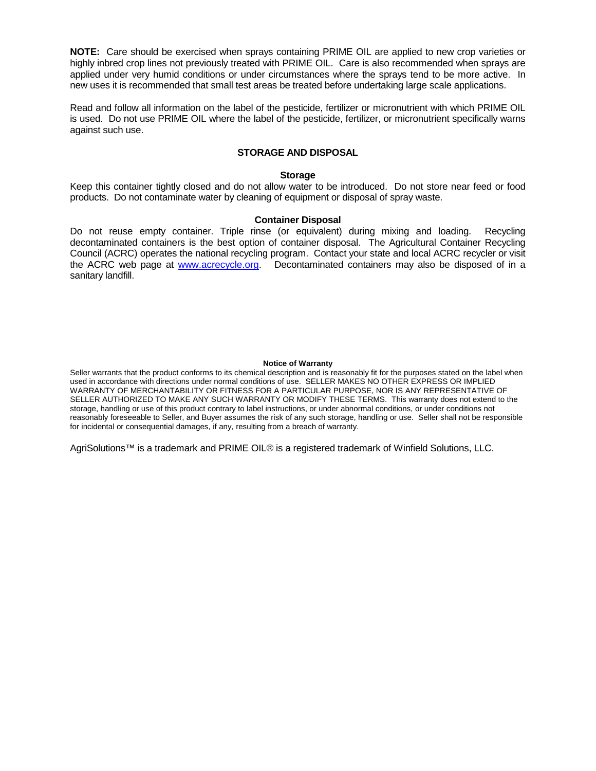**NOTE:** Care should be exercised when sprays containing PRIME OIL are applied to new crop varieties or highly inbred crop lines not previously treated with PRIME OIL. Care is also recommended when sprays are applied under very humid conditions or under circumstances where the sprays tend to be more active. In new uses it is recommended that small test areas be treated before undertaking large scale applications.

Read and follow all information on the label of the pesticide, fertilizer or micronutrient with which PRIME OIL is used. Do not use PRIME OIL where the label of the pesticide, fertilizer, or micronutrient specifically warns against such use.

## STORAGE AND DISPOSAL

### Storage

Keep this container tightly closed and do not allow water to be introduced. Do not store near feed or food products. Do not contaminate water by cleaning of equipment or disposal of spray waste.

### Container Disposal

Do not reuse empty container. Triple rinse (or equivalent) during mixing and loading. Recycling decontaminated containers is the best option of container disposal. The Agricultural Container Recycling Council (ACRC) operates the national recycling program. Contact your state and local ACRC recycler or visit the ACRC web page at www.acrecycle.org. Decontaminated containers may also be disposed of in a sanitary landfill.

#### Notice of Warranty

Seller warrants that the product conforms to its chemical description and is reasonably fit for the purposes stated on the label when used in accordance with directions under normal conditions of use. SELLER MAKES NO OTHER EXPRESS OR IMPLIED WARRANTY OF MERCHANTABILITY OR FITNESS FOR A PARTICULAR PURPOSE, NOR IS ANY REPRESENTATIVE OF SELLER AUTHORIZED TO MAKE ANY SUCH WARRANTY OR MODIFY THESE TERMS. This warranty does not extend to the storage, handling or use of this product contrary to label instructions, or under abnormal conditions, or under conditions not reasonably foreseeable to Seller, and Buyer assumes the risk of any such storage, handling or use. Seller shall not be responsible for incidental or consequential damages, if any, resulting from a breach of warranty.

AgriSolutions™ is a trademark and PRIME OIL® is a registered trademark of Winfield Solutions, LLC.